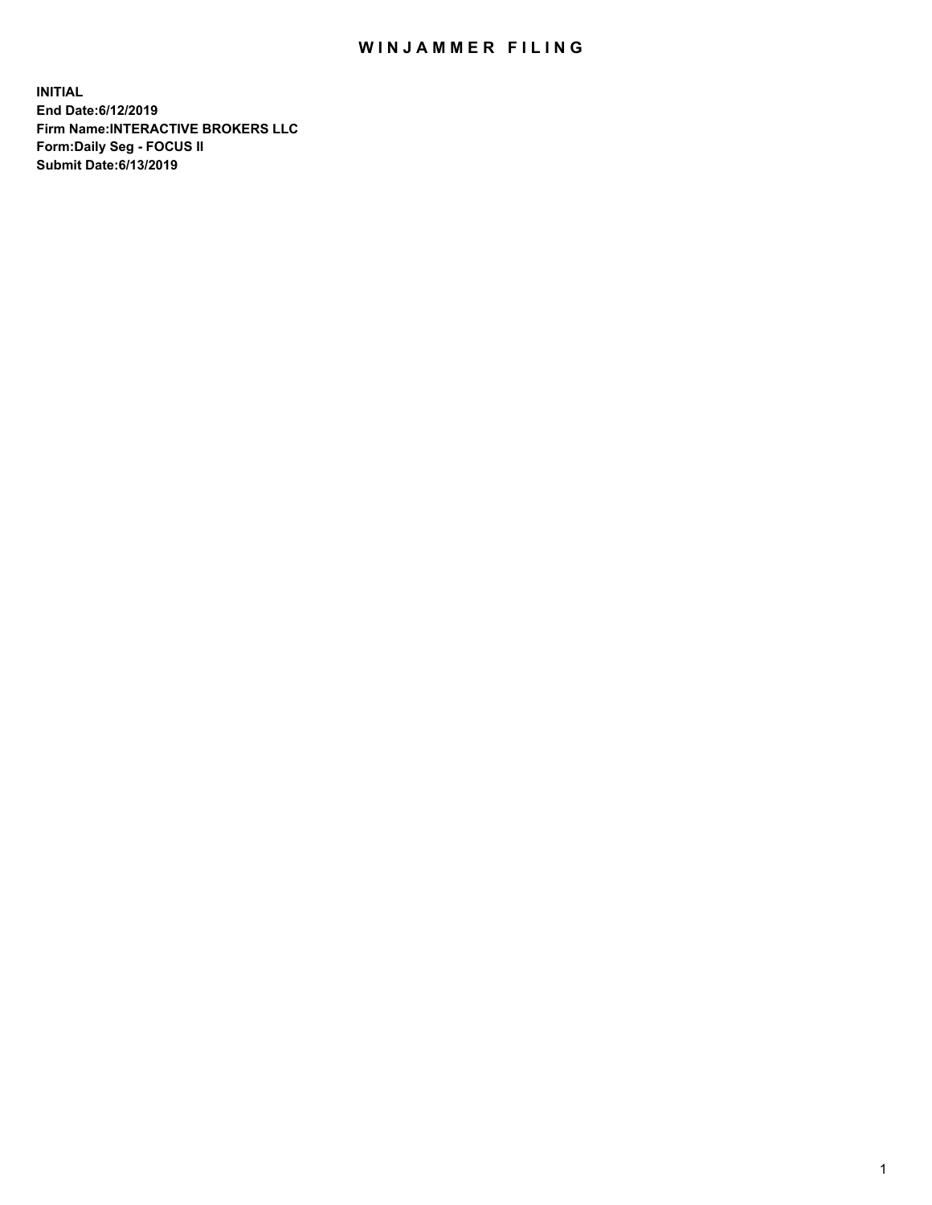# WINJAMMER FILING

**INITIAL**
**End Date:6/12/2019**
**Firm Name:INTERACTIVE BROKERS LLC**
**Form:Daily Seg - FOCUS II**
**Submit Date:6/13/2019**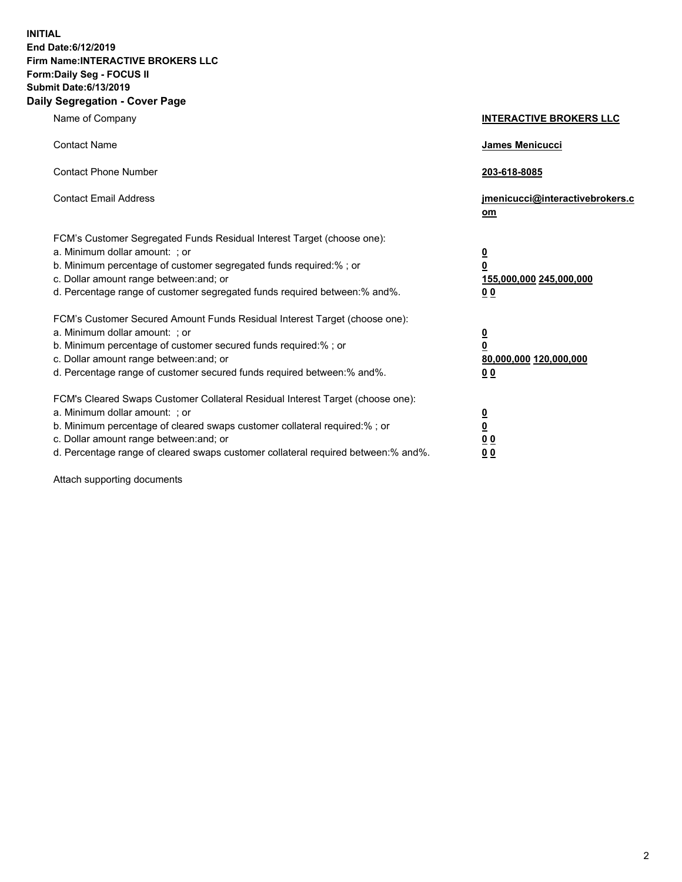**INITIAL**
**End Date:6/12/2019**
**Firm Name:INTERACTIVE BROKERS LLC**
**Form:Daily Seg - FOCUS II**
**Submit Date:6/13/2019**
**Daily Segregation - Cover Page**

| | |
|---|---|
| Name of Company | **INTERACTIVE BROKERS LLC** |
| Contact Name | **James Menicucci** |
| Contact Phone Number | **203-618-8085** |
| Contact Email Address | **jmenicucci@interactivebrokers.com** |
| FCM's Customer Segregated Funds Residual Interest Target (choose one): | |
| a. Minimum dollar amount: ; or | **0** |
| b. Minimum percentage of customer segregated funds required:% ; or | **0** |
| c. Dollar amount range between:and; or | **155,000,000 245,000,000** |
| d. Percentage range of customer segregated funds required between:% and%. | **0 0** |
| FCM's Customer Secured Amount Funds Residual Interest Target (choose one): | |
| a. Minimum dollar amount: ; or | **0** |
| b. Minimum percentage of customer secured funds required:% ; or | **0** |
| c. Dollar amount range between:and; or | **80,000,000 120,000,000** |
| d. Percentage range of customer secured funds required between:% and%. | **0 0** |
| FCM's Cleared Swaps Customer Collateral Residual Interest Target (choose one): | |
| a. Minimum dollar amount: ; or | **0** |
| b. Minimum percentage of cleared swaps customer collateral required:% ; or | **0** |
| c. Dollar amount range between:and; or | **0 0** |
| d. Percentage range of cleared swaps customer collateral required between:% and%. | **0 0** |

Attach supporting documents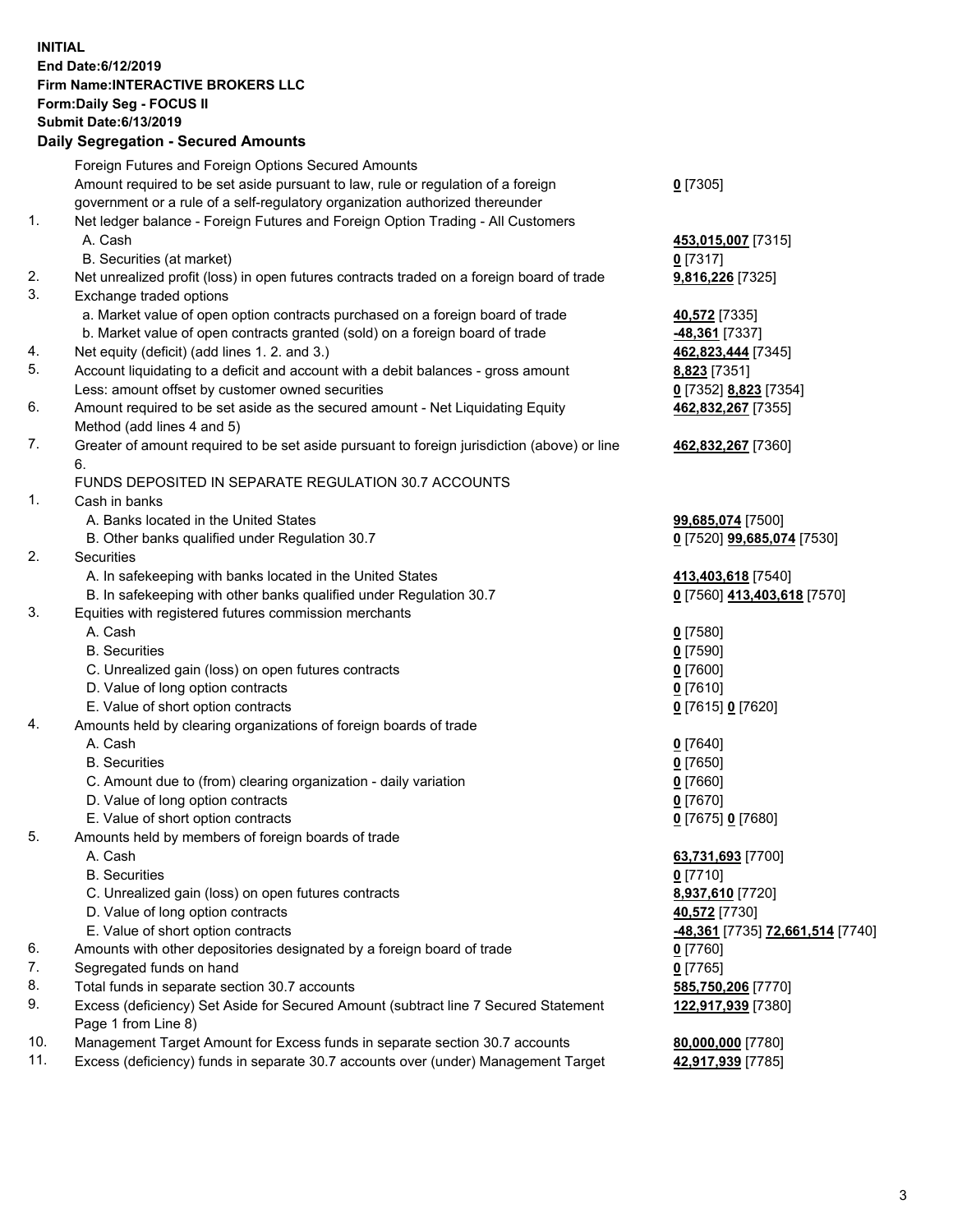**INITIAL**
**End Date:6/12/2019**
**Firm Name:INTERACTIVE BROKERS LLC**
**Form:Daily Seg - FOCUS II**
**Submit Date:6/13/2019**

### Daily Segregation - Secured Amounts

| | | |
|---|---|---|
| | Foreign Futures and Foreign Options Secured Amounts | |
| | Amount required to be set aside pursuant to law, rule or regulation of a foreign government or a rule of a self-regulatory organization authorized thereunder | **0** [7305] |
| 1. | Net ledger balance - Foreign Futures and Foreign Option Trading - All Customers | |
| | A. Cash | **453,015,007** [7315] |
| | B. Securities (at market) | **0** [7317] |
| 2. | Net unrealized profit (loss) in open futures contracts traded on a foreign board of trade | **9,816,226** [7325] |
| 3. | Exchange traded options | |
| | a. Market value of open option contracts purchased on a foreign board of trade | **40,572** [7335] |
| | b. Market value of open contracts granted (sold) on a foreign board of trade | **-48,361** [7337] |
| 4. | Net equity (deficit) (add lines 1. 2. and 3.) | **462,823,444** [7345] |
| 5. | Account liquidating to a deficit and account with a debit balances - gross amount | **8,823** [7351] |
| | Less: amount offset by customer owned securities | **0** [7352] **8,823** [7354] |
| 6. | Amount required to be set aside as the secured amount - Net Liquidating Equity Method (add lines 4 and 5) | **462,832,267** [7355] |
| 7. | Greater of amount required to be set aside pursuant to foreign jurisdiction (above) or line 6. | **462,832,267** [7360] |
| | FUNDS DEPOSITED IN SEPARATE REGULATION 30.7 ACCOUNTS | |
| 1. | Cash in banks | |
| | A. Banks located in the United States | **99,685,074** [7500] |
| | B. Other banks qualified under Regulation 30.7 | **0** [7520] **99,685,074** [7530] |
| 2. | Securities | |
| | A. In safekeeping with banks located in the United States | **413,403,618** [7540] |
| | B. In safekeeping with other banks qualified under Regulation 30.7 | **0** [7560] **413,403,618** [7570] |
| 3. | Equities with registered futures commission merchants | |
| | A. Cash | **0** [7580] |
| | B. Securities | **0** [7590] |
| | C. Unrealized gain (loss) on open futures contracts | **0** [7600] |
| | D. Value of long option contracts | **0** [7610] |
| | E. Value of short option contracts | **0** [7615] **0** [7620] |
| 4. | Amounts held by clearing organizations of foreign boards of trade | |
| | A. Cash | **0** [7640] |
| | B. Securities | **0** [7650] |
| | C. Amount due to (from) clearing organization - daily variation | **0** [7660] |
| | D. Value of long option contracts | **0** [7670] |
| | E. Value of short option contracts | **0** [7675] **0** [7680] |
| 5. | Amounts held by members of foreign boards of trade | |
| | A. Cash | **63,731,693** [7700] |
| | B. Securities | **0** [7710] |
| | C. Unrealized gain (loss) on open futures contracts | **8,937,610** [7720] |
| | D. Value of long option contracts | **40,572** [7730] |
| | E. Value of short option contracts | **-48,361** [7735] **72,661,514** [7740] |
| 6. | Amounts with other depositories designated by a foreign board of trade | **0** [7760] |
| 7. | Segregated funds on hand | **0** [7765] |
| 8. | Total funds in separate section 30.7 accounts | **585,750,206** [7770] |
| 9. | Excess (deficiency) Set Aside for Secured Amount (subtract line 7 Secured Statement Page 1 from Line 8) | **122,917,939** [7380] |
| 10. | Management Target Amount for Excess funds in separate section 30.7 accounts | **80,000,000** [7780] |
| 11. | Excess (deficiency) funds in separate 30.7 accounts over (under) Management Target | **42,917,939** [7785] |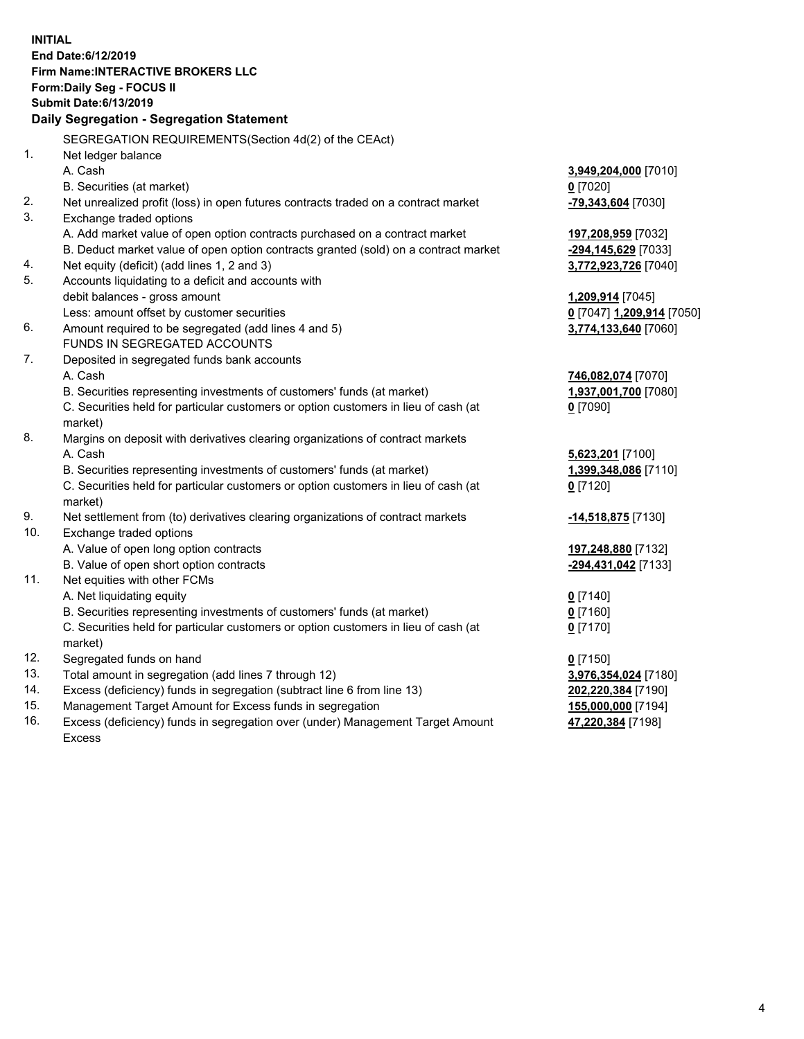**INITIAL**
**End Date:6/12/2019**
**Firm Name:INTERACTIVE BROKERS LLC**
**Form:Daily Seg - FOCUS II**
**Submit Date:6/13/2019**

**Daily Segregation - Segregation Statement**

SEGREGATION REQUIREMENTS(Section 4d(2) of the CEAct)

| | | |
|---|---|---|
| 1. | Net ledger balance | |
| | A. Cash | **3,949,204,000** [7010] |
| | B. Securities (at market) | **0** [7020] |
| 2. | Net unrealized profit (loss) in open futures contracts traded on a contract market | **-79,343,604** [7030] |
| 3. | Exchange traded options | |
| | A. Add market value of open option contracts purchased on a contract market | **197,208,959** [7032] |
| | B. Deduct market value of open option contracts granted (sold) on a contract market | **-294,145,629** [7033] |
| 4. | Net equity (deficit) (add lines 1, 2 and 3) | **3,772,923,726** [7040] |
| 5. | Accounts liquidating to a deficit and accounts with debit balances - gross amount | **1,209,914** [7045] |
| | Less: amount offset by customer securities | **0** [7047] **1,209,914** [7050] |
| 6. | Amount required to be segregated (add lines 4 and 5) | **3,774,133,640** [7060] |
| | FUNDS IN SEGREGATED ACCOUNTS | |
| 7. | Deposited in segregated funds bank accounts | |
| | A. Cash | **746,082,074** [7070] |
| | B. Securities representing investments of customers' funds (at market) | **1,937,001,700** [7080] |
| | C. Securities held for particular customers or option customers in lieu of cash (at market) | **0** [7090] |
| 8. | Margins on deposit with derivatives clearing organizations of contract markets | |
| | A. Cash | **5,623,201** [7100] |
| | B. Securities representing investments of customers' funds (at market) | **1,399,348,086** [7110] |
| | C. Securities held for particular customers or option customers in lieu of cash (at market) | **0** [7120] |
| 9. | Net settlement from (to) derivatives clearing organizations of contract markets | **-14,518,875** [7130] |
| 10. | Exchange traded options | |
| | A. Value of open long option contracts | **197,248,880** [7132] |
| | B. Value of open short option contracts | **-294,431,042** [7133] |
| 11. | Net equities with other FCMs | |
| | A. Net liquidating equity | **0** [7140] |
| | B. Securities representing investments of customers' funds (at market) | **0** [7160] |
| | C. Securities held for particular customers or option customers in lieu of cash (at market) | **0** [7170] |
| 12. | Segregated funds on hand | **0** [7150] |
| 13. | Total amount in segregation (add lines 7 through 12) | **3,976,354,024** [7180] |
| 14. | Excess (deficiency) funds in segregation (subtract line 6 from line 13) | **202,220,384** [7190] |
| 15. | Management Target Amount for Excess funds in segregation | **155,000,000** [7194] |
| 16. | Excess (deficiency) funds in segregation over (under) Management Target Amount Excess | **47,220,384** [7198] |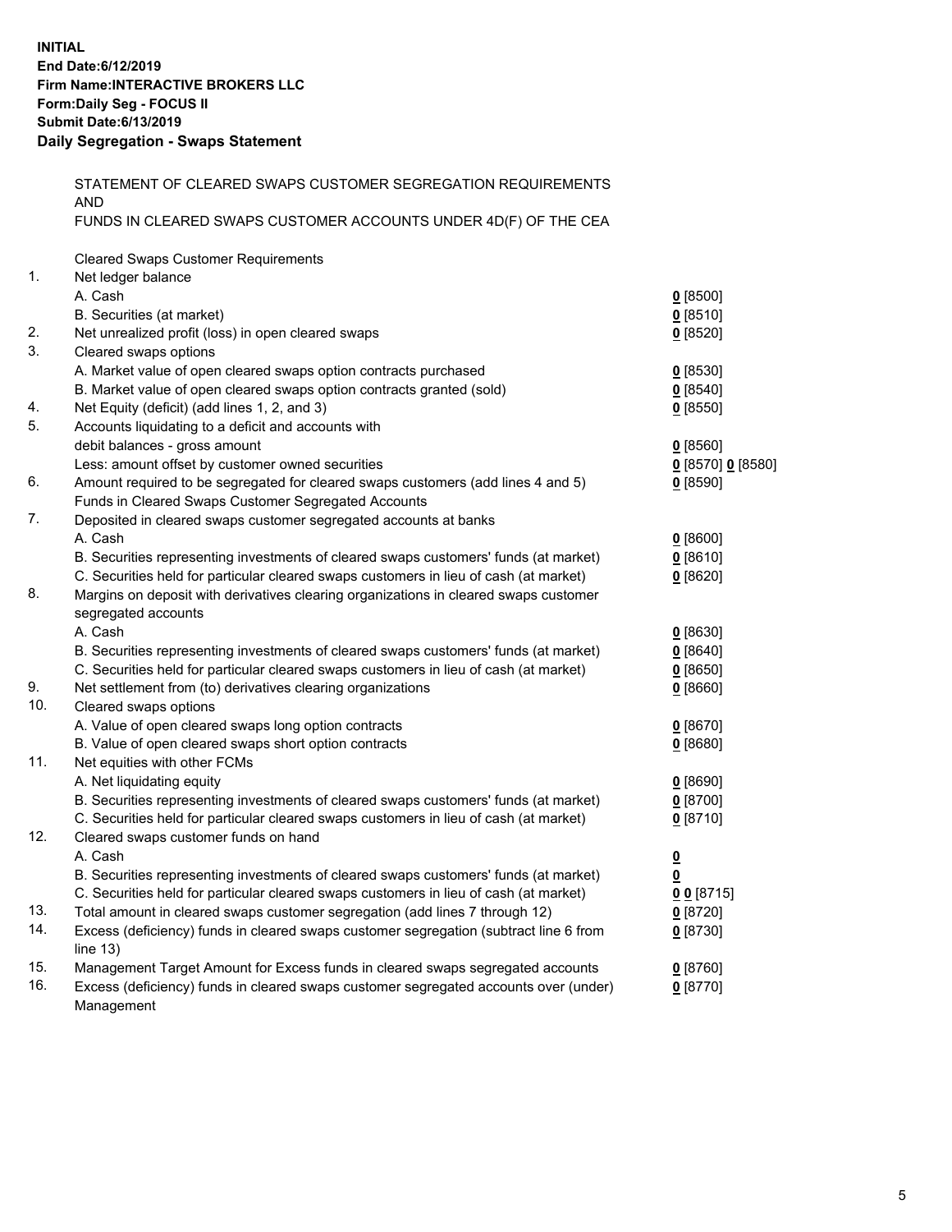**INITIAL**
**End Date:6/12/2019**
**Firm Name:INTERACTIVE BROKERS LLC**
**Form:Daily Seg - FOCUS II**
**Submit Date:6/13/2019**
**Daily Segregation - Swaps Statement**

STATEMENT OF CLEARED SWAPS CUSTOMER SEGREGATION REQUIREMENTS AND FUNDS IN CLEARED SWAPS CUSTOMER ACCOUNTS UNDER 4D(F) OF THE CEA

| | | |
|---|---|---|
| | Cleared Swaps Customer Requirements | |
| 1. | Net ledger balance | |
| | A. Cash | 0 [8500] |
| | B. Securities (at market) | 0 [8510] |
| 2. | Net unrealized profit (loss) in open cleared swaps | 0 [8520] |
| 3. | Cleared swaps options | |
| | A. Market value of open cleared swaps option contracts purchased | 0 [8530] |
| | B. Market value of open cleared swaps option contracts granted (sold) | 0 [8540] |
| 4. | Net Equity (deficit) (add lines 1, 2, and 3) | 0 [8550] |
| 5. | Accounts liquidating to a deficit and accounts with debit balances - gross amount | 0 [8560] |
| | Less: amount offset by customer owned securities | 0 [8570] 0 [8580] |
| 6. | Amount required to be segregated for cleared swaps customers (add lines 4 and 5) | 0 [8590] |
| | Funds in Cleared Swaps Customer Segregated Accounts | |
| 7. | Deposited in cleared swaps customer segregated accounts at banks | |
| | A. Cash | 0 [8600] |
| | B. Securities representing investments of cleared swaps customers' funds (at market) | 0 [8610] |
| | C. Securities held for particular cleared swaps customers in lieu of cash (at market) | 0 [8620] |
| 8. | Margins on deposit with derivatives clearing organizations in cleared swaps customer segregated accounts | |
| | A. Cash | 0 [8630] |
| | B. Securities representing investments of cleared swaps customers' funds (at market) | 0 [8640] |
| | C. Securities held for particular cleared swaps customers in lieu of cash (at market) | 0 [8650] |
| 9. | Net settlement from (to) derivatives clearing organizations | 0 [8660] |
| 10. | Cleared swaps options | |
| | A. Value of open cleared swaps long option contracts | 0 [8670] |
| | B. Value of open cleared swaps short option contracts | 0 [8680] |
| 11. | Net equities with other FCMs | |
| | A. Net liquidating equity | 0 [8690] |
| | B. Securities representing investments of cleared swaps customers' funds (at market) | 0 [8700] |
| | C. Securities held for particular cleared swaps customers in lieu of cash (at market) | 0 [8710] |
| 12. | Cleared swaps customer funds on hand | |
| | A. Cash | 0 |
| | B. Securities representing investments of cleared swaps customers' funds (at market) | 0 |
| | C. Securities held for particular cleared swaps customers in lieu of cash (at market) | 0 0 [8715] |
| 13. | Total amount in cleared swaps customer segregation (add lines 7 through 12) | 0 [8720] |
| 14. | Excess (deficiency) funds in cleared swaps customer segregation (subtract line 6 from line 13) | 0 [8730] |
| 15. | Management Target Amount for Excess funds in cleared swaps segregated accounts | 0 [8760] |
| 16. | Excess (deficiency) funds in cleared swaps customer segregated accounts over (under) Management | 0 [8770] |